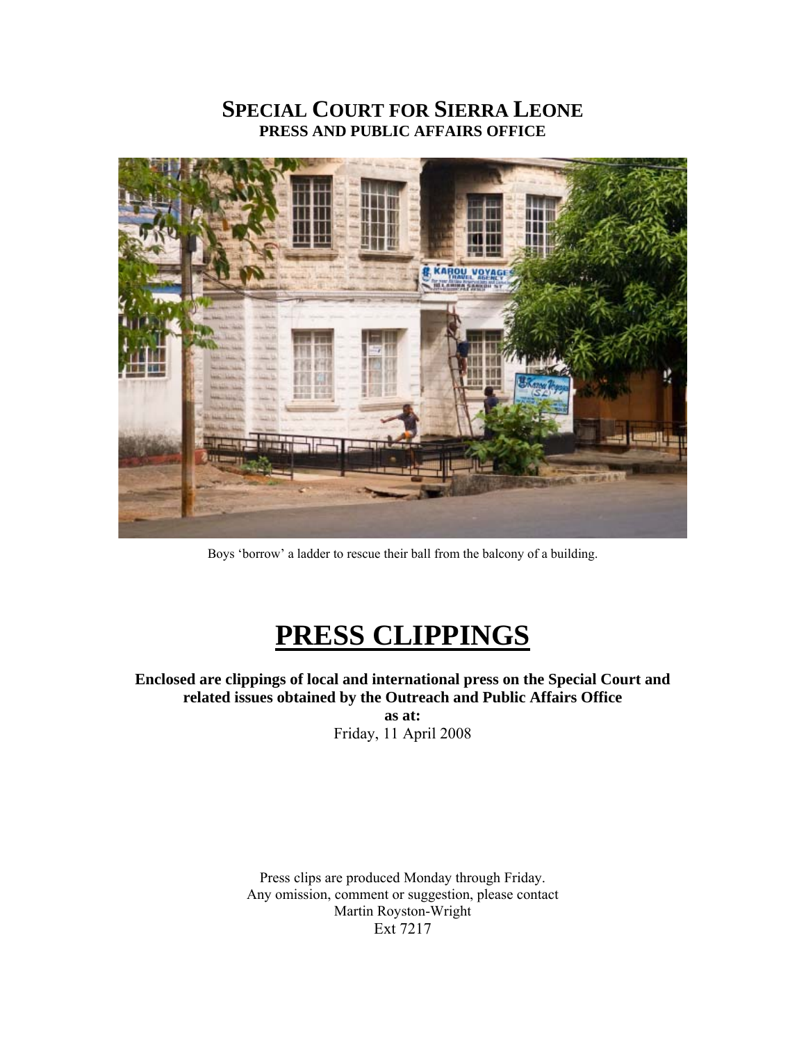# SPECIAL COURT FOR SIERRA LEONE
## PRESS AND PUBLIC AFFAIRS OFFICE

Boys 'borrow' a ladder to rescue their ball from the balcony of a building.

# PRESS CLIPPINGS

**Enclosed are clippings of local and international press on the Special Court and related issues obtained by the Outreach and Public Affairs Office**

**as at:**

Friday, 11 April 2008

Press clips are produced Monday through Friday.
Any omission, comment or suggestion, please contact
Martin Royston-Wright
Ext 7217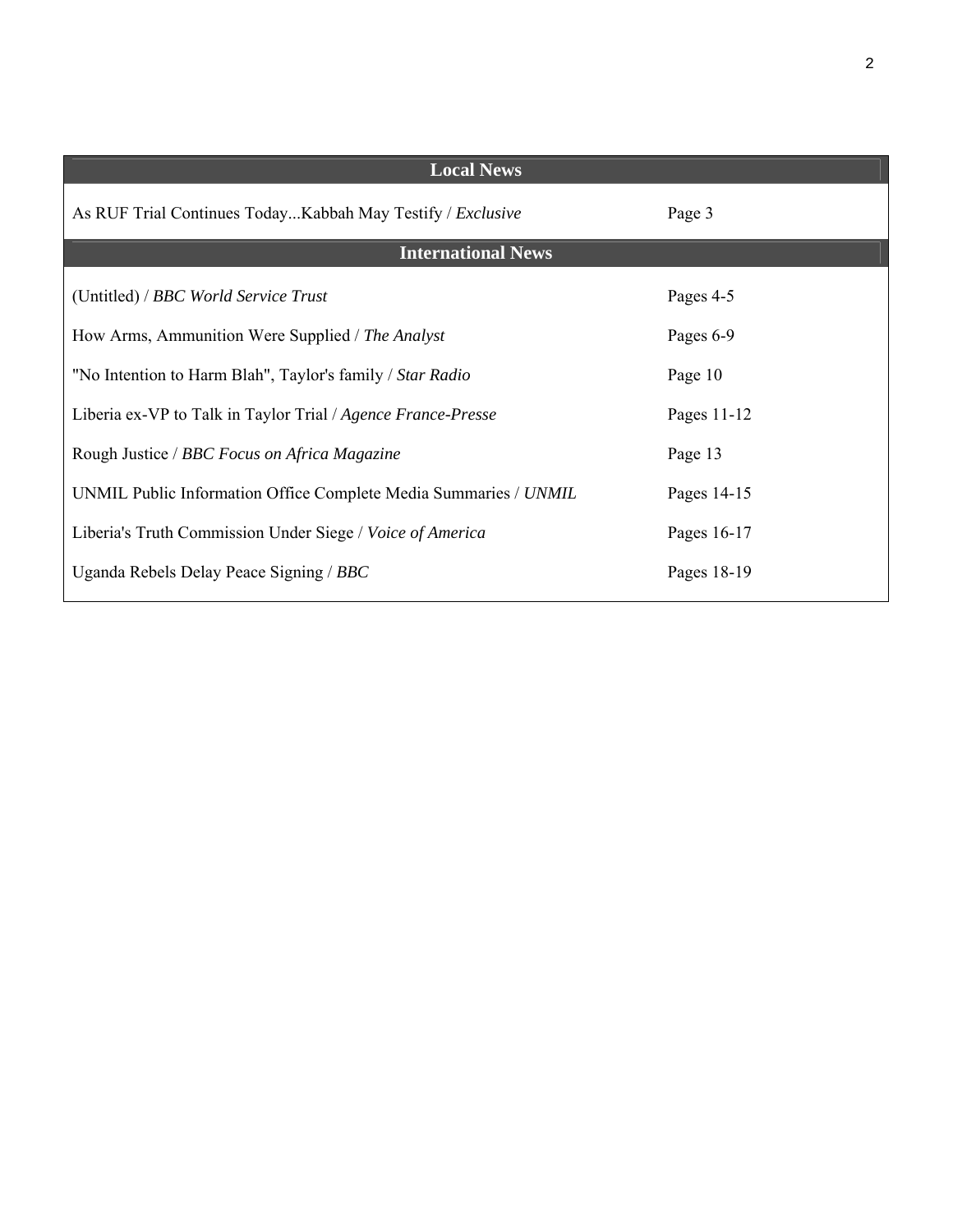| Local News | |
|---|---|
| As RUF Trial Continues Today...Kabbah May Testify / *Exclusive* | Page 3 |
| **International News** | |
| (Untitled) / *BBC World Service Trust* | Pages 4-5 |
| How Arms, Ammunition Were Supplied / *The Analyst* | Pages 6-9 |
| "No Intention to Harm Blah", Taylor's family / *Star Radio* | Page 10 |
| Liberia ex-VP to Talk in Taylor Trial / *Agence France-Presse* | Pages 11-12 |
| Rough Justice / *BBC Focus on Africa Magazine* | Page 13 |
| UNMIL Public Information Office Complete Media Summaries / *UNMIL* | Pages 14-15 |
| Liberia's Truth Commission Under Siege / *Voice of America* | Pages 16-17 |
| Uganda Rebels Delay Peace Signing / *BBC* | Pages 18-19 |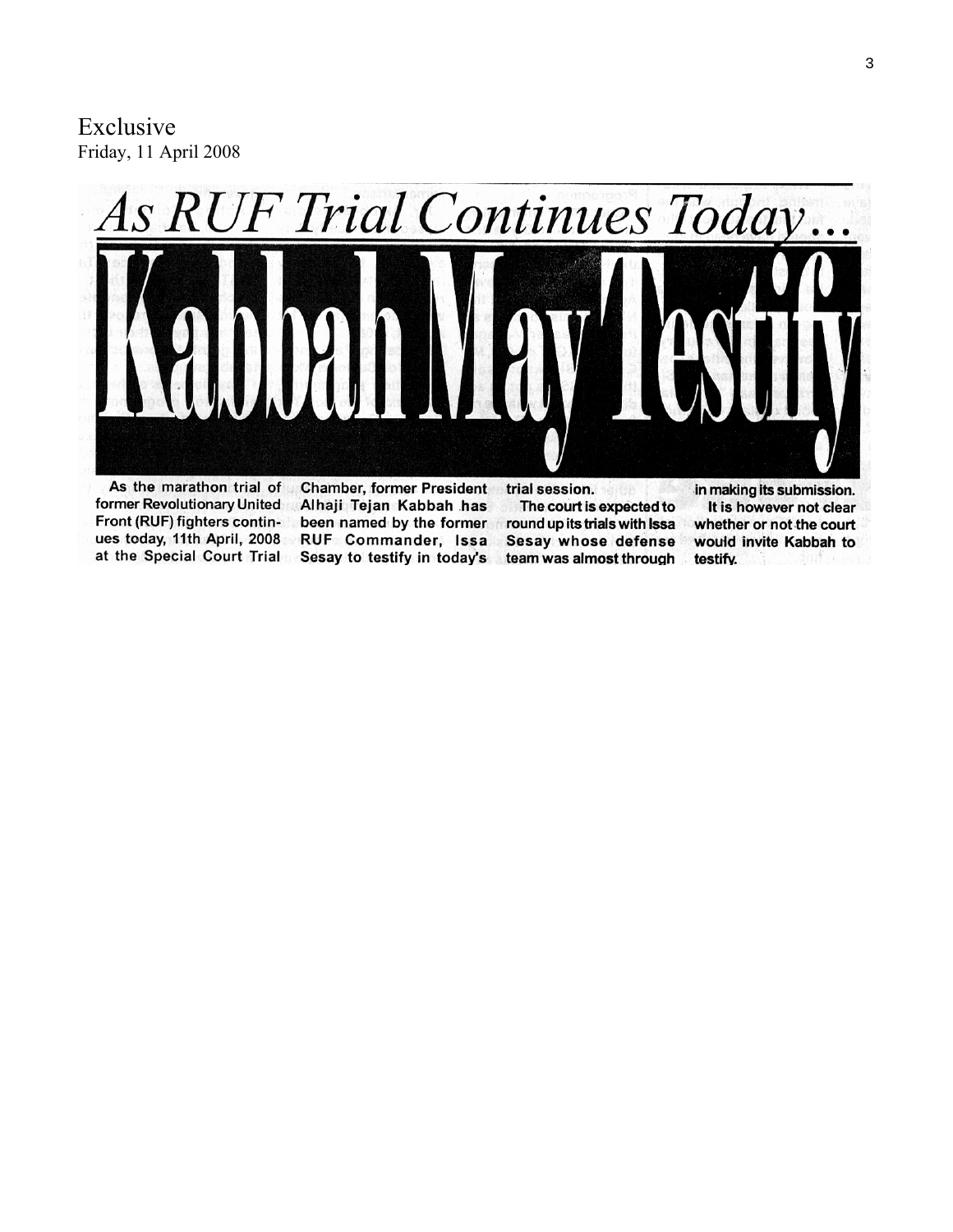Exclusive
Friday, 11 April 2008

*As RUF Trial Continues Today…*

# Kabbah May Testify

As the marathon trial of former Revolutionary United Front (RUF) fighters continues today, 11th April, 2008 at the Special Court Trial Chamber, former President Alhaji Tejan Kabbah has been named by the former RUF Commander, Issa Sesay to testify in today's trial session.

The court is expected to round up its trials with Issa Sesay whose defense team was almost through in making its submission.

It is however not clear whether or not the court would invite Kabbah to testify.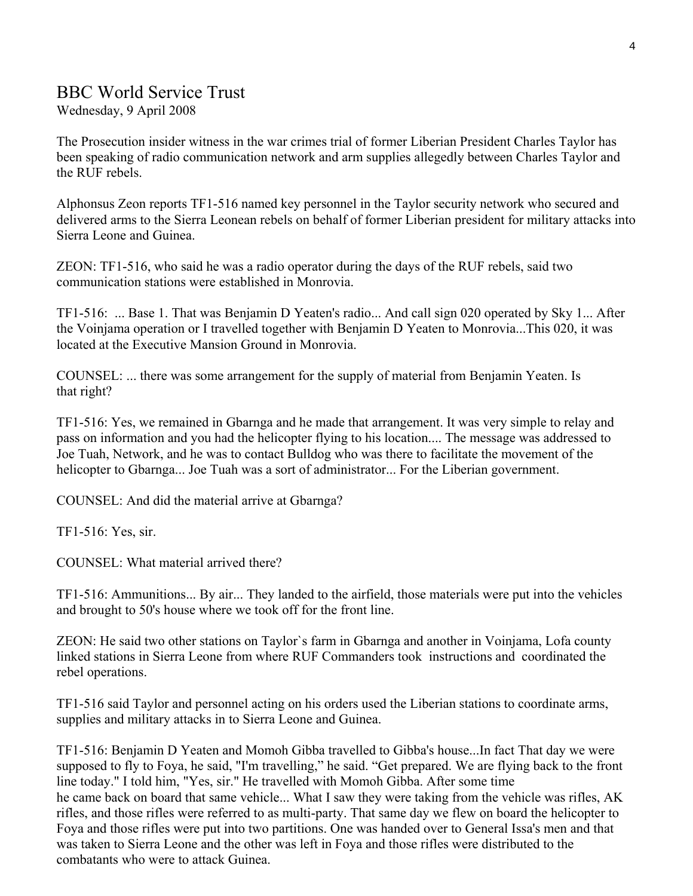## BBC World Service Trust

Wednesday, 9 April 2008

The Prosecution insider witness in the war crimes trial of former Liberian President Charles Taylor has been speaking of radio communication network and arm supplies allegedly between Charles Taylor and the RUF rebels.

Alphonsus Zeon reports TF1-516 named key personnel in the Taylor security network who secured and delivered arms to the Sierra Leonean rebels on behalf of former Liberian president for military attacks into Sierra Leone and Guinea.

ZEON: TF1-516, who said he was a radio operator during the days of the RUF rebels, said two communication stations were established in Monrovia.

TF1-516: ... Base 1. That was Benjamin D Yeaten's radio... And call sign 020 operated by Sky 1... After the Voinjama operation or I travelled together with Benjamin D Yeaten to Monrovia...This 020, it was located at the Executive Mansion Ground in Monrovia.

COUNSEL: ... there was some arrangement for the supply of material from Benjamin Yeaten. Is that right?

TF1-516: Yes, we remained in Gbarnga and he made that arrangement. It was very simple to relay and pass on information and you had the helicopter flying to his location.... The message was addressed to Joe Tuah, Network, and he was to contact Bulldog who was there to facilitate the movement of the helicopter to Gbarnga... Joe Tuah was a sort of administrator... For the Liberian government.

COUNSEL: And did the material arrive at Gbarnga?

TF1-516: Yes, sir.

COUNSEL: What material arrived there?

TF1-516: Ammunitions... By air... They landed to the airfield, those materials were put into the vehicles and brought to 50's house where we took off for the front line.

ZEON: He said two other stations on Taylor`s farm in Gbarnga and another in Voinjama, Lofa county linked stations in Sierra Leone from where RUF Commanders took instructions and coordinated the rebel operations.

TF1-516 said Taylor and personnel acting on his orders used the Liberian stations to coordinate arms, supplies and military attacks in to Sierra Leone and Guinea.

TF1-516: Benjamin D Yeaten and Momoh Gibba travelled to Gibba's house...In fact That day we were supposed to fly to Foya, he said, "I'm travelling," he said. "Get prepared. We are flying back to the front line today." I told him, "Yes, sir." He travelled with Momoh Gibba. After some time he came back on board that same vehicle... What I saw they were taking from the vehicle was rifles, AK rifles, and those rifles were referred to as multi-party. That same day we flew on board the helicopter to Foya and those rifles were put into two partitions. One was handed over to General Issa's men and that was taken to Sierra Leone and the other was left in Foya and those rifles were distributed to the combatants who were to attack Guinea.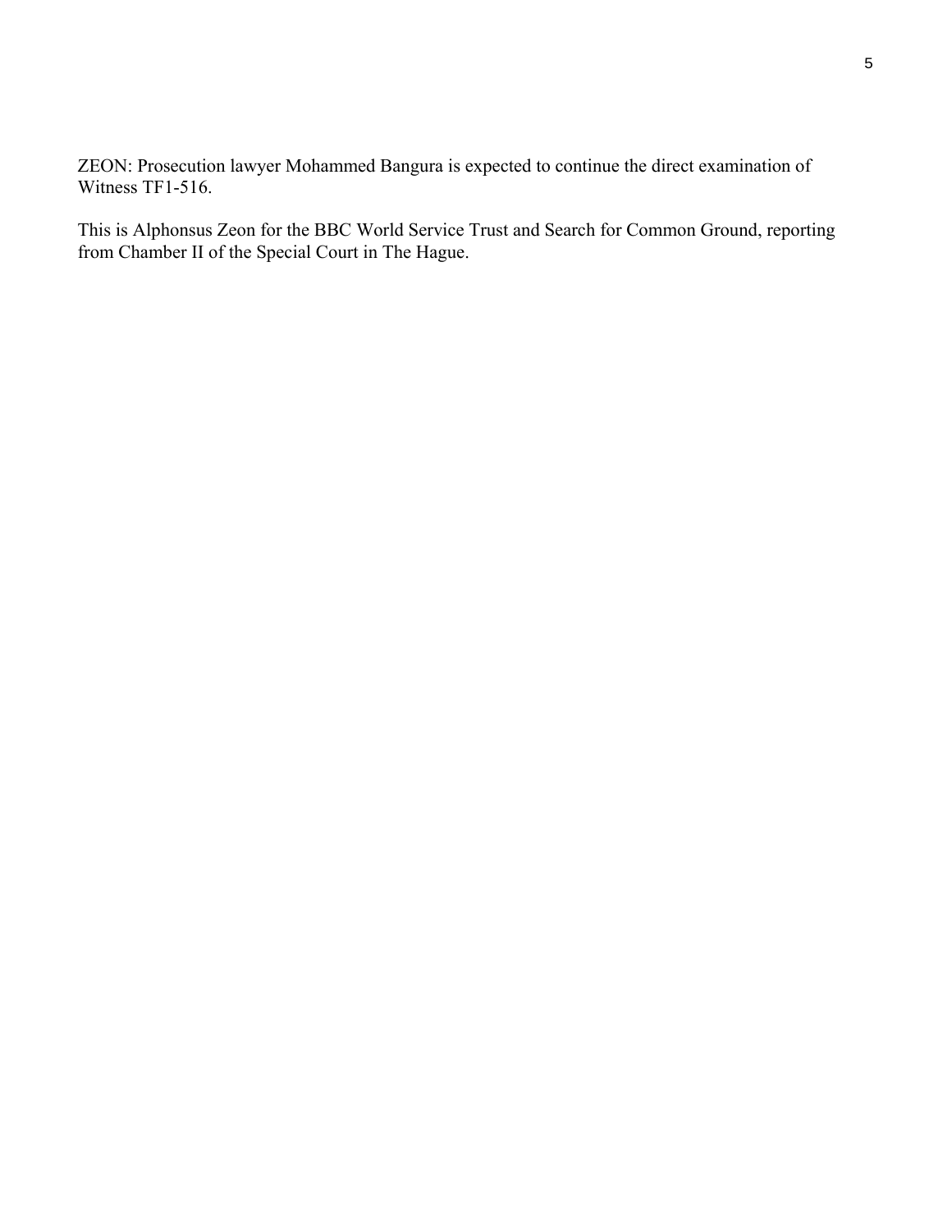ZEON: Prosecution lawyer Mohammed Bangura is expected to continue the direct examination of Witness TF1-516.

This is Alphonsus Zeon for the BBC World Service Trust and Search for Common Ground, reporting from Chamber II of the Special Court in The Hague.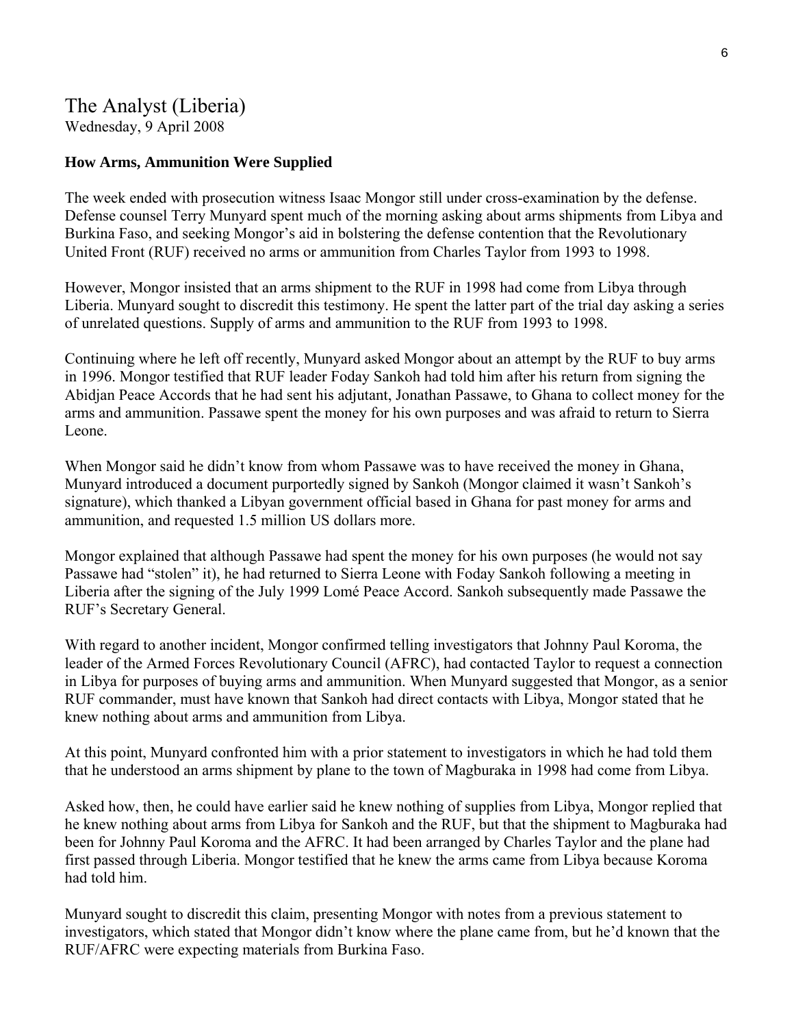# The Analyst (Liberia)

Wednesday, 9 April 2008

**How Arms, Ammunition Were Supplied**

The week ended with prosecution witness Isaac Mongor still under cross-examination by the defense. Defense counsel Terry Munyard spent much of the morning asking about arms shipments from Libya and Burkina Faso, and seeking Mongor's aid in bolstering the defense contention that the Revolutionary United Front (RUF) received no arms or ammunition from Charles Taylor from 1993 to 1998.

However, Mongor insisted that an arms shipment to the RUF in 1998 had come from Libya through Liberia. Munyard sought to discredit this testimony. He spent the latter part of the trial day asking a series of unrelated questions. Supply of arms and ammunition to the RUF from 1993 to 1998.

Continuing where he left off recently, Munyard asked Mongor about an attempt by the RUF to buy arms in 1996. Mongor testified that RUF leader Foday Sankoh had told him after his return from signing the Abidjan Peace Accords that he had sent his adjutant, Jonathan Passawe, to Ghana to collect money for the arms and ammunition. Passawe spent the money for his own purposes and was afraid to return to Sierra Leone.

When Mongor said he didn't know from whom Passawe was to have received the money in Ghana, Munyard introduced a document purportedly signed by Sankoh (Mongor claimed it wasn't Sankoh's signature), which thanked a Libyan government official based in Ghana for past money for arms and ammunition, and requested 1.5 million US dollars more.

Mongor explained that although Passawe had spent the money for his own purposes (he would not say Passawe had "stolen" it), he had returned to Sierra Leone with Foday Sankoh following a meeting in Liberia after the signing of the July 1999 Lomé Peace Accord. Sankoh subsequently made Passawe the RUF's Secretary General.

With regard to another incident, Mongor confirmed telling investigators that Johnny Paul Koroma, the leader of the Armed Forces Revolutionary Council (AFRC), had contacted Taylor to request a connection in Libya for purposes of buying arms and ammunition. When Munyard suggested that Mongor, as a senior RUF commander, must have known that Sankoh had direct contacts with Libya, Mongor stated that he knew nothing about arms and ammunition from Libya.

At this point, Munyard confronted him with a prior statement to investigators in which he had told them that he understood an arms shipment by plane to the town of Magburaka in 1998 had come from Libya.

Asked how, then, he could have earlier said he knew nothing of supplies from Libya, Mongor replied that he knew nothing about arms from Libya for Sankoh and the RUF, but that the shipment to Magburaka had been for Johnny Paul Koroma and the AFRC. It had been arranged by Charles Taylor and the plane had first passed through Liberia. Mongor testified that he knew the arms came from Libya because Koroma had told him.

Munyard sought to discredit this claim, presenting Mongor with notes from a previous statement to investigators, which stated that Mongor didn't know where the plane came from, but he'd known that the RUF/AFRC were expecting materials from Burkina Faso.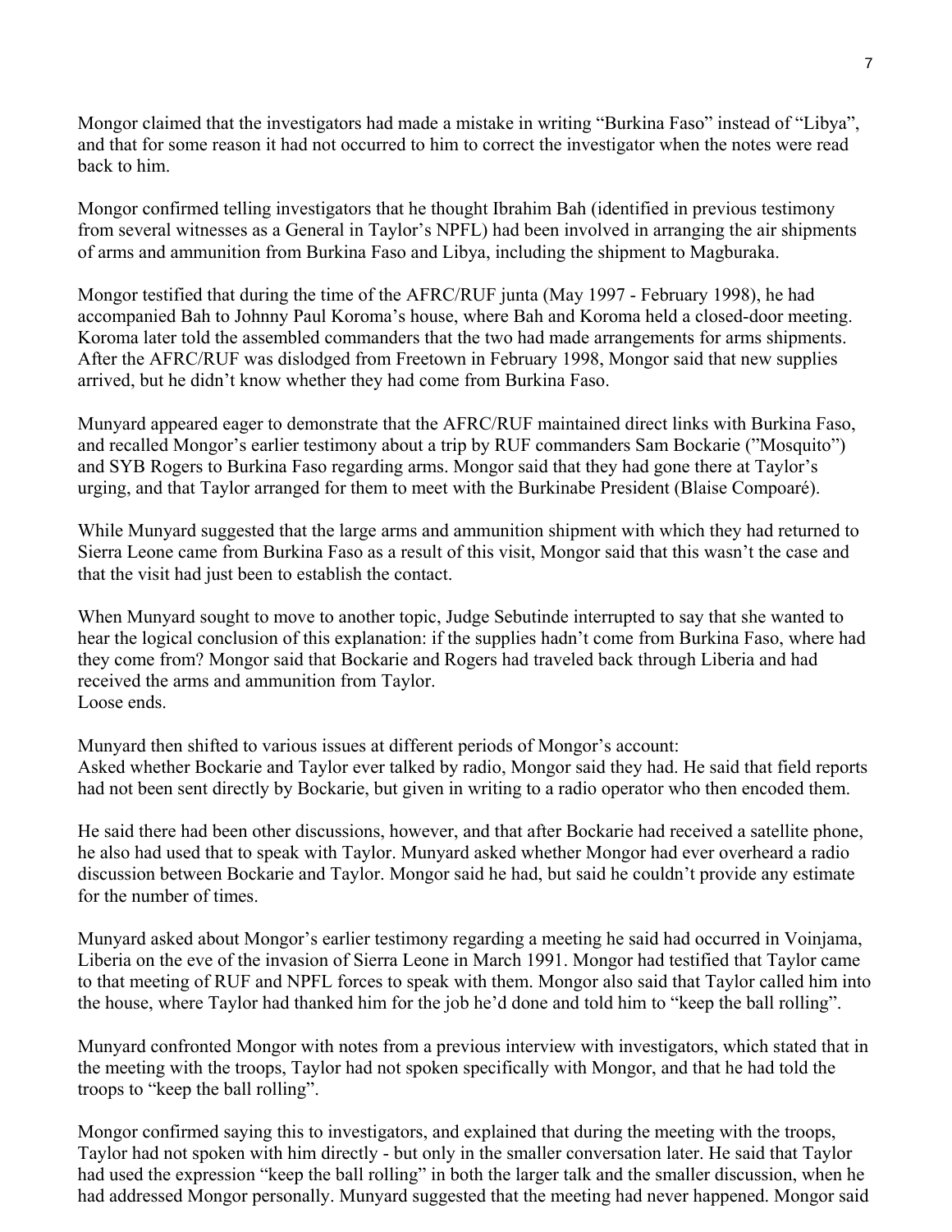Mongor claimed that the investigators had made a mistake in writing "Burkina Faso" instead of "Libya", and that for some reason it had not occurred to him to correct the investigator when the notes were read back to him.

Mongor confirmed telling investigators that he thought Ibrahim Bah (identified in previous testimony from several witnesses as a General in Taylor's NPFL) had been involved in arranging the air shipments of arms and ammunition from Burkina Faso and Libya, including the shipment to Magburaka.

Mongor testified that during the time of the AFRC/RUF junta (May 1997 - February 1998), he had accompanied Bah to Johnny Paul Koroma's house, where Bah and Koroma held a closed-door meeting. Koroma later told the assembled commanders that the two had made arrangements for arms shipments. After the AFRC/RUF was dislodged from Freetown in February 1998, Mongor said that new supplies arrived, but he didn't know whether they had come from Burkina Faso.

Munyard appeared eager to demonstrate that the AFRC/RUF maintained direct links with Burkina Faso, and recalled Mongor's earlier testimony about a trip by RUF commanders Sam Bockarie ("Mosquito") and SYB Rogers to Burkina Faso regarding arms. Mongor said that they had gone there at Taylor's urging, and that Taylor arranged for them to meet with the Burkinabe President (Blaise Compoaré).

While Munyard suggested that the large arms and ammunition shipment with which they had returned to Sierra Leone came from Burkina Faso as a result of this visit, Mongor said that this wasn't the case and that the visit had just been to establish the contact.

When Munyard sought to move to another topic, Judge Sebutinde interrupted to say that she wanted to hear the logical conclusion of this explanation: if the supplies hadn't come from Burkina Faso, where had they come from? Mongor said that Bockarie and Rogers had traveled back through Liberia and had received the arms and ammunition from Taylor.

Loose ends.

Munyard then shifted to various issues at different periods of Mongor's account:
Asked whether Bockarie and Taylor ever talked by radio, Mongor said they had. He said that field reports had not been sent directly by Bockarie, but given in writing to a radio operator who then encoded them.

He said there had been other discussions, however, and that after Bockarie had received a satellite phone, he also had used that to speak with Taylor. Munyard asked whether Mongor had ever overheard a radio discussion between Bockarie and Taylor. Mongor said he had, but said he couldn't provide any estimate for the number of times.

Munyard asked about Mongor's earlier testimony regarding a meeting he said had occurred in Voinjama, Liberia on the eve of the invasion of Sierra Leone in March 1991. Mongor had testified that Taylor came to that meeting of RUF and NPFL forces to speak with them. Mongor also said that Taylor called him into the house, where Taylor had thanked him for the job he'd done and told him to "keep the ball rolling".

Munyard confronted Mongor with notes from a previous interview with investigators, which stated that in the meeting with the troops, Taylor had not spoken specifically with Mongor, and that he had told the troops to "keep the ball rolling".

Mongor confirmed saying this to investigators, and explained that during the meeting with the troops, Taylor had not spoken with him directly - but only in the smaller conversation later. He said that Taylor had used the expression "keep the ball rolling" in both the larger talk and the smaller discussion, when he had addressed Mongor personally. Munyard suggested that the meeting had never happened. Mongor said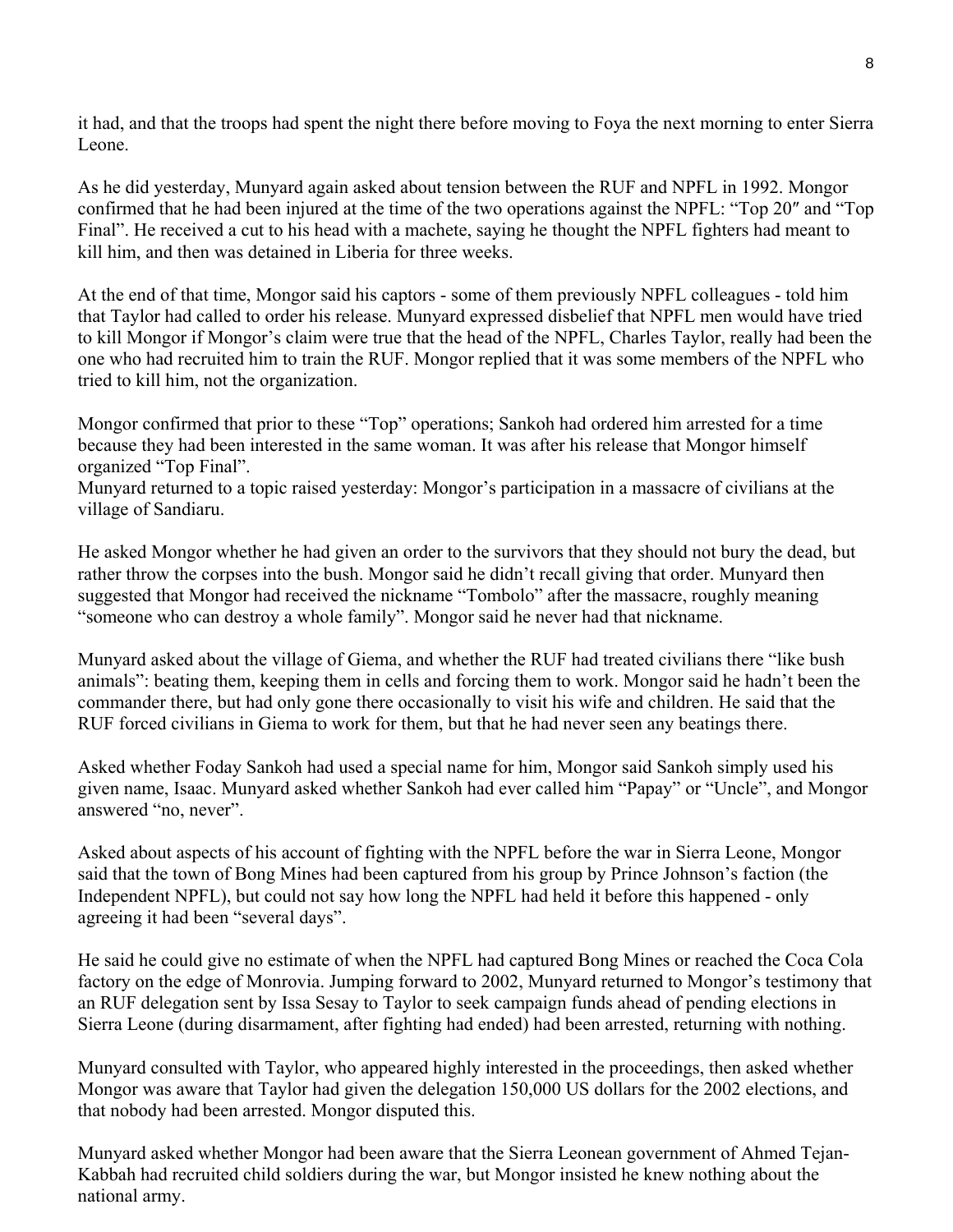it had, and that the troops had spent the night there before moving to Foya the next morning to enter Sierra Leone.

As he did yesterday, Munyard again asked about tension between the RUF and NPFL in 1992. Mongor confirmed that he had been injured at the time of the two operations against the NPFL: "Top 20″ and "Top Final". He received a cut to his head with a machete, saying he thought the NPFL fighters had meant to kill him, and then was detained in Liberia for three weeks.

At the end of that time, Mongor said his captors - some of them previously NPFL colleagues - told him that Taylor had called to order his release. Munyard expressed disbelief that NPFL men would have tried to kill Mongor if Mongor's claim were true that the head of the NPFL, Charles Taylor, really had been the one who had recruited him to train the RUF. Mongor replied that it was some members of the NPFL who tried to kill him, not the organization.

Mongor confirmed that prior to these "Top" operations; Sankoh had ordered him arrested for a time because they had been interested in the same woman. It was after his release that Mongor himself organized "Top Final".

Munyard returned to a topic raised yesterday: Mongor's participation in a massacre of civilians at the village of Sandiaru.

He asked Mongor whether he had given an order to the survivors that they should not bury the dead, but rather throw the corpses into the bush. Mongor said he didn't recall giving that order. Munyard then suggested that Mongor had received the nickname "Tombolo" after the massacre, roughly meaning "someone who can destroy a whole family". Mongor said he never had that nickname.

Munyard asked about the village of Giema, and whether the RUF had treated civilians there "like bush animals": beating them, keeping them in cells and forcing them to work. Mongor said he hadn't been the commander there, but had only gone there occasionally to visit his wife and children. He said that the RUF forced civilians in Giema to work for them, but that he had never seen any beatings there.

Asked whether Foday Sankoh had used a special name for him, Mongor said Sankoh simply used his given name, Isaac. Munyard asked whether Sankoh had ever called him "Papay" or "Uncle", and Mongor answered "no, never".

Asked about aspects of his account of fighting with the NPFL before the war in Sierra Leone, Mongor said that the town of Bong Mines had been captured from his group by Prince Johnson's faction (the Independent NPFL), but could not say how long the NPFL had held it before this happened - only agreeing it had been "several days".

He said he could give no estimate of when the NPFL had captured Bong Mines or reached the Coca Cola factory on the edge of Monrovia. Jumping forward to 2002, Munyard returned to Mongor's testimony that an RUF delegation sent by Issa Sesay to Taylor to seek campaign funds ahead of pending elections in Sierra Leone (during disarmament, after fighting had ended) had been arrested, returning with nothing.

Munyard consulted with Taylor, who appeared highly interested in the proceedings, then asked whether Mongor was aware that Taylor had given the delegation 150,000 US dollars for the 2002 elections, and that nobody had been arrested. Mongor disputed this.

Munyard asked whether Mongor had been aware that the Sierra Leonean government of Ahmed Tejan-Kabbah had recruited child soldiers during the war, but Mongor insisted he knew nothing about the national army.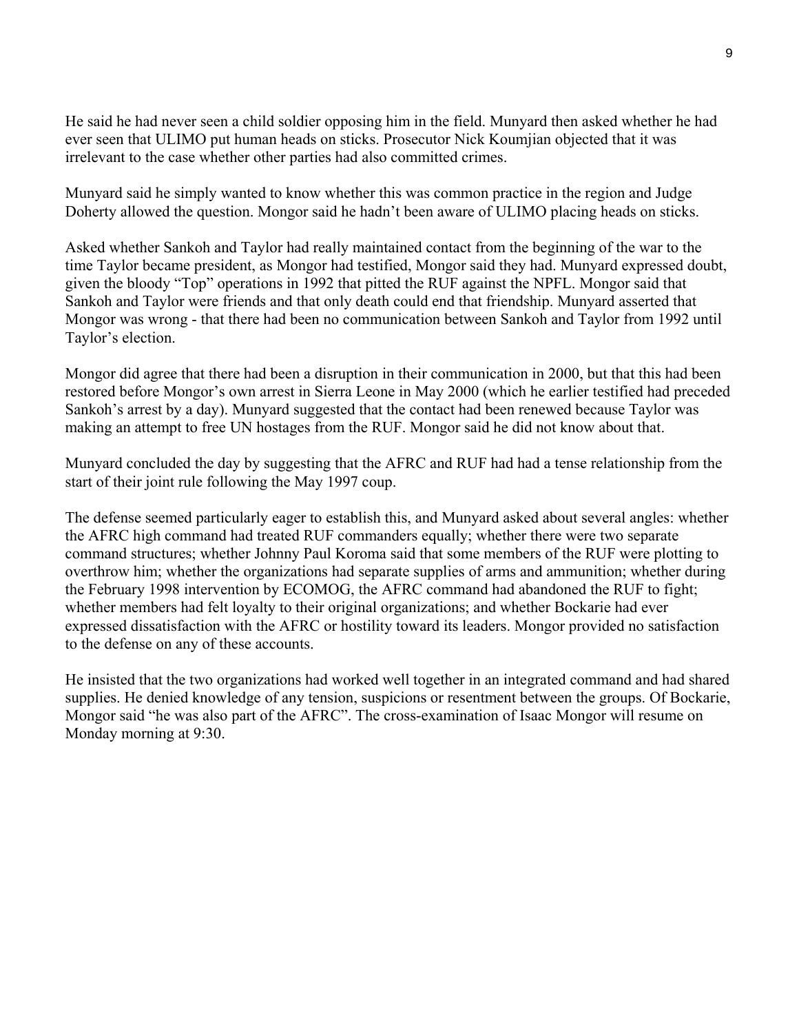He said he had never seen a child soldier opposing him in the field. Munyard then asked whether he had ever seen that ULIMO put human heads on sticks. Prosecutor Nick Koumjian objected that it was irrelevant to the case whether other parties had also committed crimes.

Munyard said he simply wanted to know whether this was common practice in the region and Judge Doherty allowed the question. Mongor said he hadn't been aware of ULIMO placing heads on sticks.

Asked whether Sankoh and Taylor had really maintained contact from the beginning of the war to the time Taylor became president, as Mongor had testified, Mongor said they had. Munyard expressed doubt, given the bloody "Top" operations in 1992 that pitted the RUF against the NPFL. Mongor said that Sankoh and Taylor were friends and that only death could end that friendship. Munyard asserted that Mongor was wrong - that there had been no communication between Sankoh and Taylor from 1992 until Taylor's election.

Mongor did agree that there had been a disruption in their communication in 2000, but that this had been restored before Mongor's own arrest in Sierra Leone in May 2000 (which he earlier testified had preceded Sankoh's arrest by a day). Munyard suggested that the contact had been renewed because Taylor was making an attempt to free UN hostages from the RUF. Mongor said he did not know about that.

Munyard concluded the day by suggesting that the AFRC and RUF had had a tense relationship from the start of their joint rule following the May 1997 coup.

The defense seemed particularly eager to establish this, and Munyard asked about several angles: whether the AFRC high command had treated RUF commanders equally; whether there were two separate command structures; whether Johnny Paul Koroma said that some members of the RUF were plotting to overthrow him; whether the organizations had separate supplies of arms and ammunition; whether during the February 1998 intervention by ECOMOG, the AFRC command had abandoned the RUF to fight; whether members had felt loyalty to their original organizations; and whether Bockarie had ever expressed dissatisfaction with the AFRC or hostility toward its leaders. Mongor provided no satisfaction to the defense on any of these accounts.

He insisted that the two organizations had worked well together in an integrated command and had shared supplies. He denied knowledge of any tension, suspicions or resentment between the groups. Of Bockarie, Mongor said "he was also part of the AFRC". The cross-examination of Isaac Mongor will resume on Monday morning at 9:30.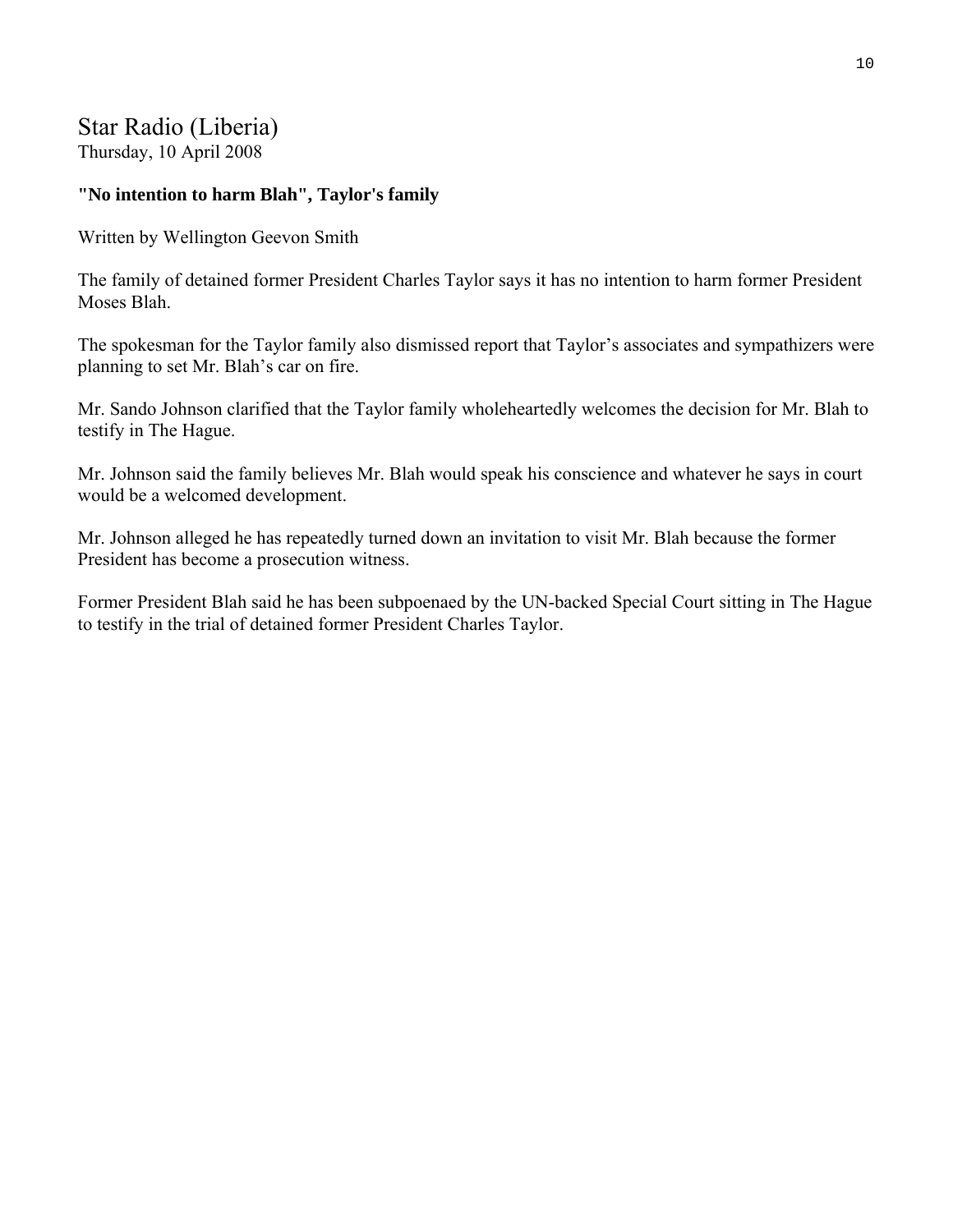## Star Radio (Liberia)
Thursday, 10 April 2008

**"No intention to harm Blah", Taylor's family**

Written by Wellington Geevon Smith

The family of detained former President Charles Taylor says it has no intention to harm former President Moses Blah.

The spokesman for the Taylor family also dismissed report that Taylor's associates and sympathizers were planning to set Mr. Blah's car on fire.

Mr. Sando Johnson clarified that the Taylor family wholeheartedly welcomes the decision for Mr. Blah to testify in The Hague.

Mr. Johnson said the family believes Mr. Blah would speak his conscience and whatever he says in court would be a welcomed development.

Mr. Johnson alleged he has repeatedly turned down an invitation to visit Mr. Blah because the former President has become a prosecution witness.

Former President Blah said he has been subpoenaed by the UN-backed Special Court sitting in The Hague to testify in the trial of detained former President Charles Taylor.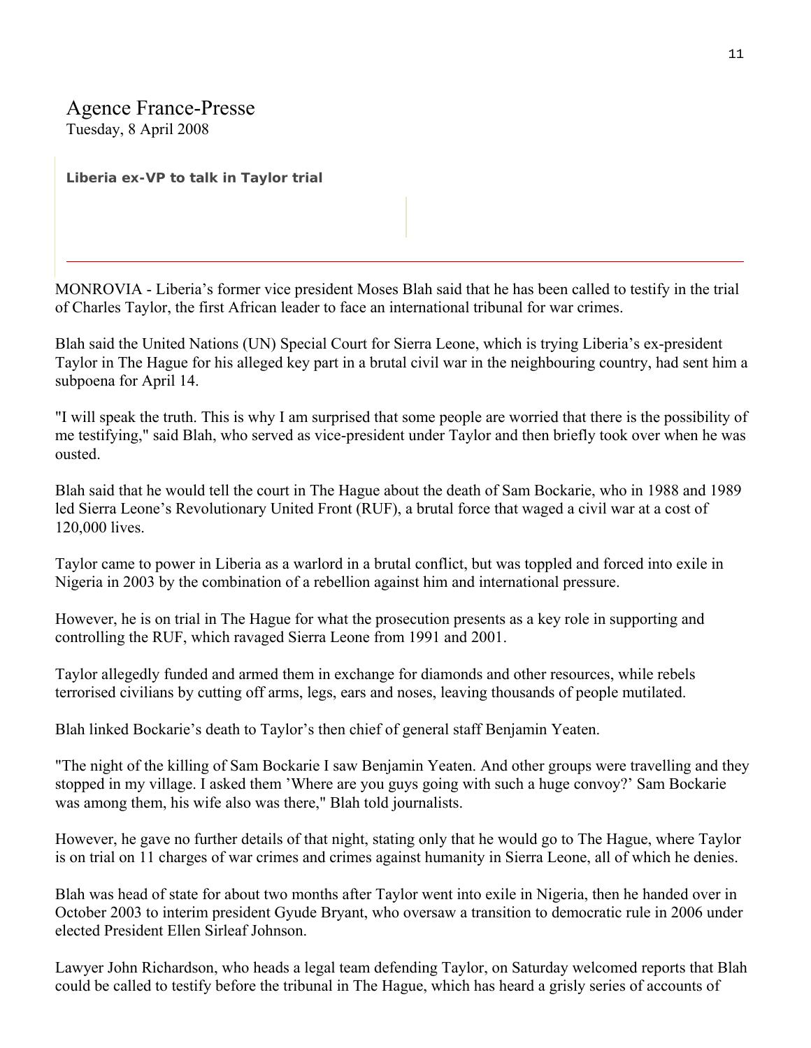Agence France-Presse
Tuesday, 8 April 2008

**Liberia ex-VP to talk in Taylor trial**

MONROVIA - Liberia's former vice president Moses Blah said that he has been called to testify in the trial of Charles Taylor, the first African leader to face an international tribunal for war crimes.

Blah said the United Nations (UN) Special Court for Sierra Leone, which is trying Liberia's ex-president Taylor in The Hague for his alleged key part in a brutal civil war in the neighbouring country, had sent him a subpoena for April 14.

"I will speak the truth. This is why I am surprised that some people are worried that there is the possibility of me testifying," said Blah, who served as vice-president under Taylor and then briefly took over when he was ousted.

Blah said that he would tell the court in The Hague about the death of Sam Bockarie, who in 1988 and 1989 led Sierra Leone's Revolutionary United Front (RUF), a brutal force that waged a civil war at a cost of 120,000 lives.

Taylor came to power in Liberia as a warlord in a brutal conflict, but was toppled and forced into exile in Nigeria in 2003 by the combination of a rebellion against him and international pressure.

However, he is on trial in The Hague for what the prosecution presents as a key role in supporting and controlling the RUF, which ravaged Sierra Leone from 1991 and 2001.

Taylor allegedly funded and armed them in exchange for diamonds and other resources, while rebels terrorised civilians by cutting off arms, legs, ears and noses, leaving thousands of people mutilated.

Blah linked Bockarie's death to Taylor's then chief of general staff Benjamin Yeaten.

"The night of the killing of Sam Bockarie I saw Benjamin Yeaten. And other groups were travelling and they stopped in my village. I asked them 'Where are you guys going with such a huge convoy?' Sam Bockarie was among them, his wife also was there," Blah told journalists.

However, he gave no further details of that night, stating only that he would go to The Hague, where Taylor is on trial on 11 charges of war crimes and crimes against humanity in Sierra Leone, all of which he denies.

Blah was head of state for about two months after Taylor went into exile in Nigeria, then he handed over in October 2003 to interim president Gyude Bryant, who oversaw a transition to democratic rule in 2006 under elected President Ellen Sirleaf Johnson.

Lawyer John Richardson, who heads a legal team defending Taylor, on Saturday welcomed reports that Blah could be called to testify before the tribunal in The Hague, which has heard a grisly series of accounts of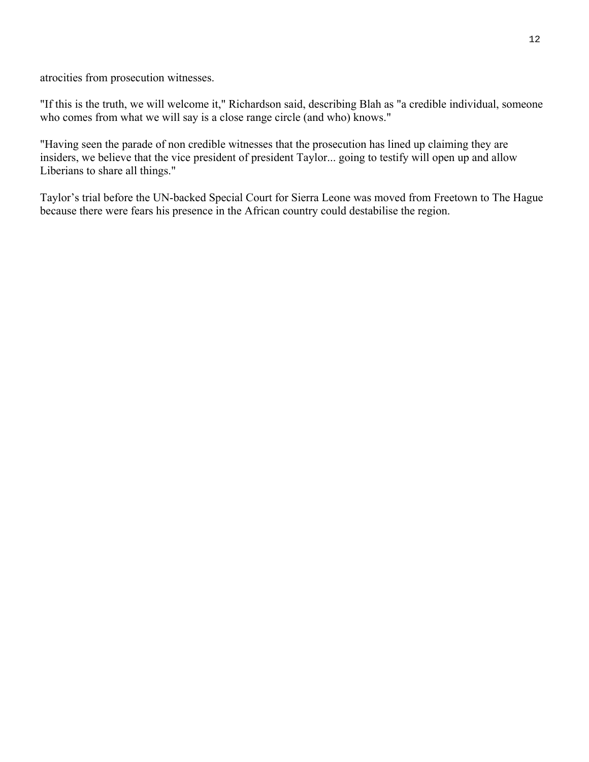atrocities from prosecution witnesses.

"If this is the truth, we will welcome it," Richardson said, describing Blah as "a credible individual, someone who comes from what we will say is a close range circle (and who) knows."

"Having seen the parade of non credible witnesses that the prosecution has lined up claiming they are insiders, we believe that the vice president of president Taylor... going to testify will open up and allow Liberians to share all things."

Taylor's trial before the UN-backed Special Court for Sierra Leone was moved from Freetown to The Hague because there were fears his presence in the African country could destabilise the region.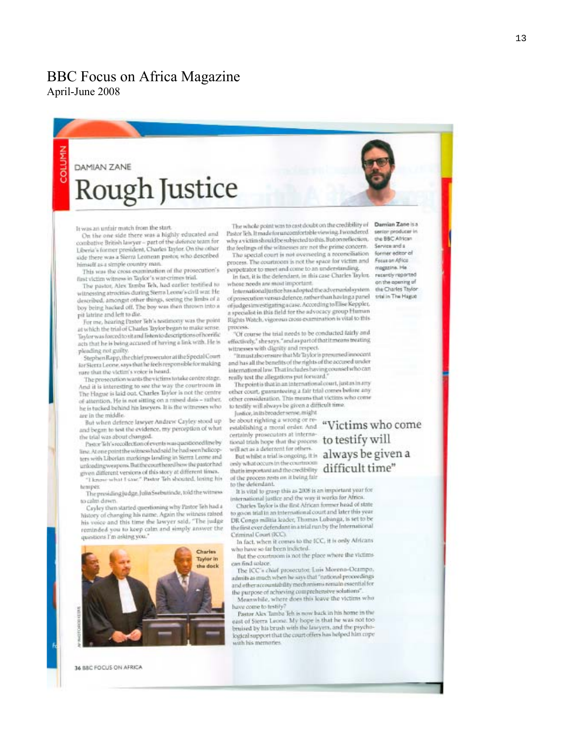# BBC Focus on Africa Magazine

April-June 2008

COLUMN

DAMIAN ZANE

## Rough Justice

It was an unfair match from the start.

On the one side there was a highly educated and combative British lawyer – part of the defence team for Liberia's former president, Charles Taylor. On the other side there was a Sierra Leonean pastor, who described himself as a simple country man.

This was the cross examination of the prosecution's first victim witness in Taylor's war-crimes trial.

The pastor, Alex Tamba Teh, had earlier testified to witnessing atrocities during Sierra Leone's civil war. He described, amongst other things, seeing the limbs of a boy being hacked off. The boy was then thrown into a pit latrine and left to die.

For me, hearing Pastor Teh's testimony was the point at which the trial of Charles Taylor began to make sense. Taylor was forced to sit and listen to descriptions of horrific acts that he is being accused of having a link with. He is pleading not guilty.

Stephen Rapp, the chief prosecutor at the Special Court for Sierra Leone, says that he feels responsible for making sure that the victim's voice is heard.

The prosecution wants the victims to take centre stage. And it is interesting to see the way the courtroom in The Hague is laid out. Charles Taylor is not the centre of attention. He is not sitting on a raised dais – rather, he is tucked behind his lawyers. It is the witnesses who are in the middle.

But when defence lawyer Andrew Cayley stood up and began to test the evidence, my perception of what the trial was about changed.

Pastor Teh's recollection of events was questioned line by line. At one point the witness had said he had seen helicopters with Liberian markings landing in Sierra Leone and unloading weapons. But the court heard how the pastor had given different versions of this story at different times.

"I know what I saw," Pastor Teh shouted, losing his temper.

The presiding judge, Julia Sebutinde, told the witness to calm down.

Cayley then started questioning why Pastor Teh had a history of changing his name. Again the witness raised his voice and this time the lawyer said, "The judge reminded you to keep calm and simply answer the questions I'm asking you."

Charles Taylor in the dock

The whole point was to cast doubt on the credibility of Pastor Teh. It made for uncomfortable viewing. I wondered why a victim should be subjected to this. But on reflection, the feelings of the witnesses are not the prime concern.

The special court is not overseeing a reconciliation process. The courtroom is not the space for victim and perpetrator to meet and come to an understanding.

In fact, it is the defendant, in this case Charles Taylor, whose needs are most important.

International justice has adopted the adversarial system of prosecution versus defence, rather than having a panel of judges investigating a case. According to Elise Keppler, a specialist in this field for the advocacy group Human Rights Watch, vigorous cross examination is vital to this process.

"Of course the trial needs to be conducted fairly and effectively," she says, "and as part of that it means treating witnesses with dignity and respect.

"It must also ensure that Mr Taylor is presumed innocent and has all the benefits of the rights of the accused under international law. That includes having counsel who can really test the allegations put forward."

The point is that in an international court, just as in any other court, guaranteeing a fair trial comes before any other consideration. This means that victims who come to testify will always be given a difficult time.

Justice, in its broader sense, might be about righting a wrong or re-establishing a moral order. And certainly prosecutors at international trials hope that the process will act as a deterrent for others.

> "Victims who come to testify will always be given a difficult time"

But whilst a trial is ongoing, it is only what occurs in the courtroom that is important and the credibility of the process rests on it being fair to the defendant.

It is vital to grasp this as 2008 is an important year for international justice and the way it works for Africa.

Charles Taylor is the first African former head of state to go on trial in an international court and later this year DR Congo militia leader, Thomas Lubanga, is set to be the first ever defendant in a trial run by the International Criminal Court (ICC).

In fact, when it comes to the ICC, it is only Africans who have so far been indicted.

But the courtroom is not the place where the victims can find solace.

The ICC's chief prosecutor, Luis Moreno-Ocampo, admits as much when he says that "national proceedings and other accountability mechanisms remain essential for the purpose of achieving comprehensive solutions".

Meanwhile, where does this leave the victims who have come to testify?

Pastor Alex Tamba Teh is now back in his home in the east of Sierra Leone. My hope is that he was not too bruised by his brush with the lawyers, and the psychological support that the court offers has helped him cope with his memories.

**Damian Zane** is a senior producer in the BBC African Service and a former editor of Focus on Africa magazine. He recently reported on the opening of the Charles Taylor trial in The Hague

36 BBC FOCUS ON AFRICA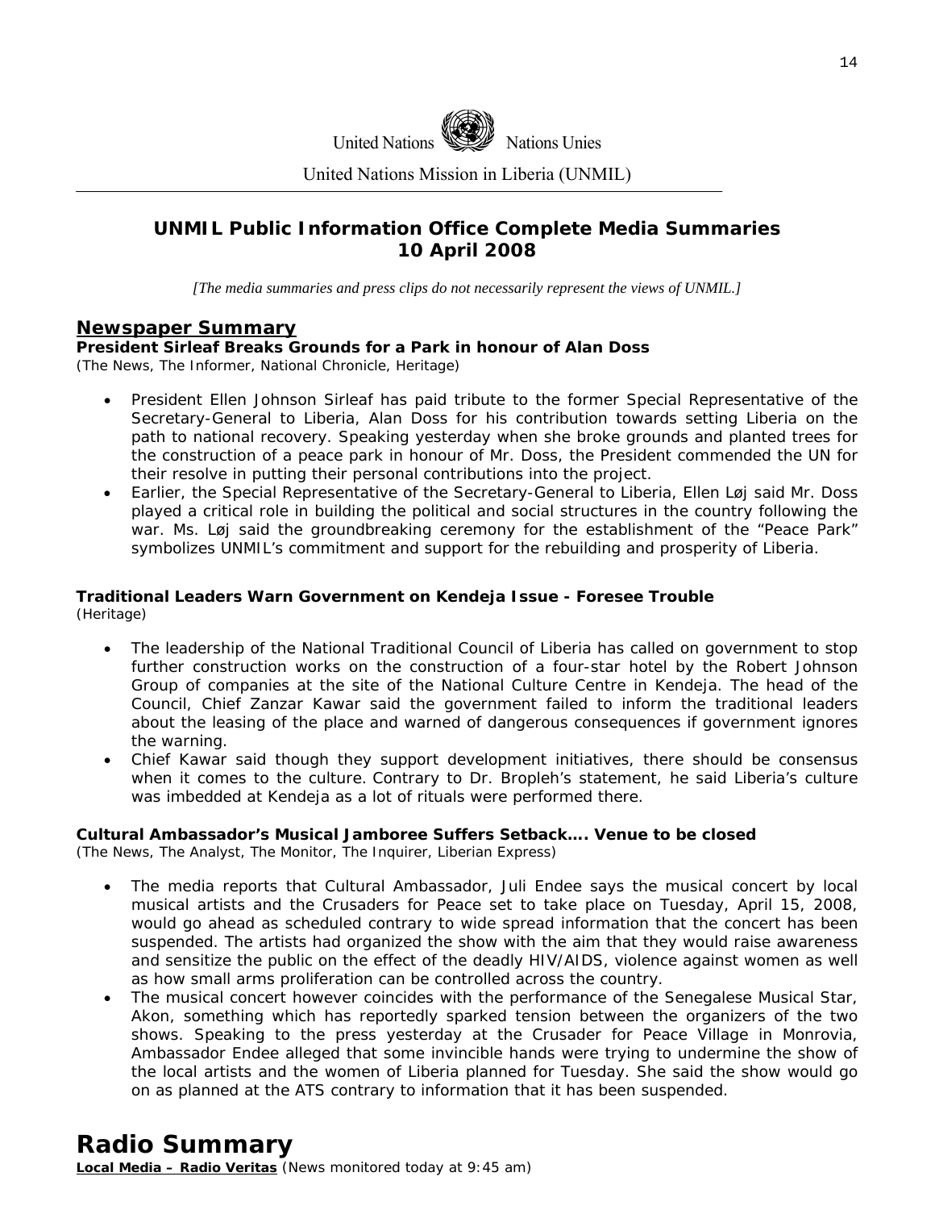United Nations Nations Unies

United Nations Mission in Liberia (UNMIL)

## UNMIL Public Information Office Complete Media Summaries
## 10 April 2008

*[The media summaries and press clips do not necessarily represent the views of UNMIL.]*

## Newspaper Summary

**President Sirleaf Breaks Grounds for a Park in honour of Alan Doss**
(The News, The Informer, National Chronicle, Heritage)

- President Ellen Johnson Sirleaf has paid tribute to the former Special Representative of the Secretary-General to Liberia, Alan Doss for his contribution towards setting Liberia on the path to national recovery. Speaking yesterday when she broke grounds and planted trees for the construction of a peace park in honour of Mr. Doss, the President commended the UN for their resolve in putting their personal contributions into the project.
- Earlier, the Special Representative of the Secretary-General to Liberia, Ellen Løj said Mr. Doss played a critical role in building the political and social structures in the country following the war. Ms. Løj said the groundbreaking ceremony for the establishment of the "Peace Park" symbolizes UNMIL's commitment and support for the rebuilding and prosperity of Liberia.

**Traditional Leaders Warn Government on Kendeja Issue - Foresee Trouble**
(Heritage)

- The leadership of the National Traditional Council of Liberia has called on government to stop further construction works on the construction of a four-star hotel by the Robert Johnson Group of companies at the site of the National Culture Centre in Kendeja. The head of the Council, Chief Zanzar Kawar said the government failed to inform the traditional leaders about the leasing of the place and warned of dangerous consequences if government ignores the warning.
- Chief Kawar said though they support development initiatives, there should be consensus when it comes to the culture. Contrary to Dr. Bropleh's statement, he said Liberia's culture was imbedded at Kendeja as a lot of rituals were performed there.

**Cultural Ambassador's Musical Jamboree Suffers Setback…. Venue to be closed**
(The News, The Analyst, The Monitor, The Inquirer, Liberian Express)

- The media reports that Cultural Ambassador, Juli Endee says the musical concert by local musical artists and the Crusaders for Peace set to take place on Tuesday, April 15, 2008, would go ahead as scheduled contrary to wide spread information that the concert has been suspended. The artists had organized the show with the aim that they would raise awareness and sensitize the public on the effect of the deadly HIV/AIDS, violence against women as well as how small arms proliferation can be controlled across the country.
- The musical concert however coincides with the performance of the Senegalese Musical Star, Akon, something which has reportedly sparked tension between the organizers of the two shows. Speaking to the press yesterday at the Crusader for Peace Village in Monrovia, Ambassador Endee alleged that some invincible hands were trying to undermine the show of the local artists and the women of Liberia planned for Tuesday. She said the show would go on as planned at the ATS contrary to information that it has been suspended.

# Radio Summary

**Local Media – Radio Veritas** (News monitored today at 9:45 am)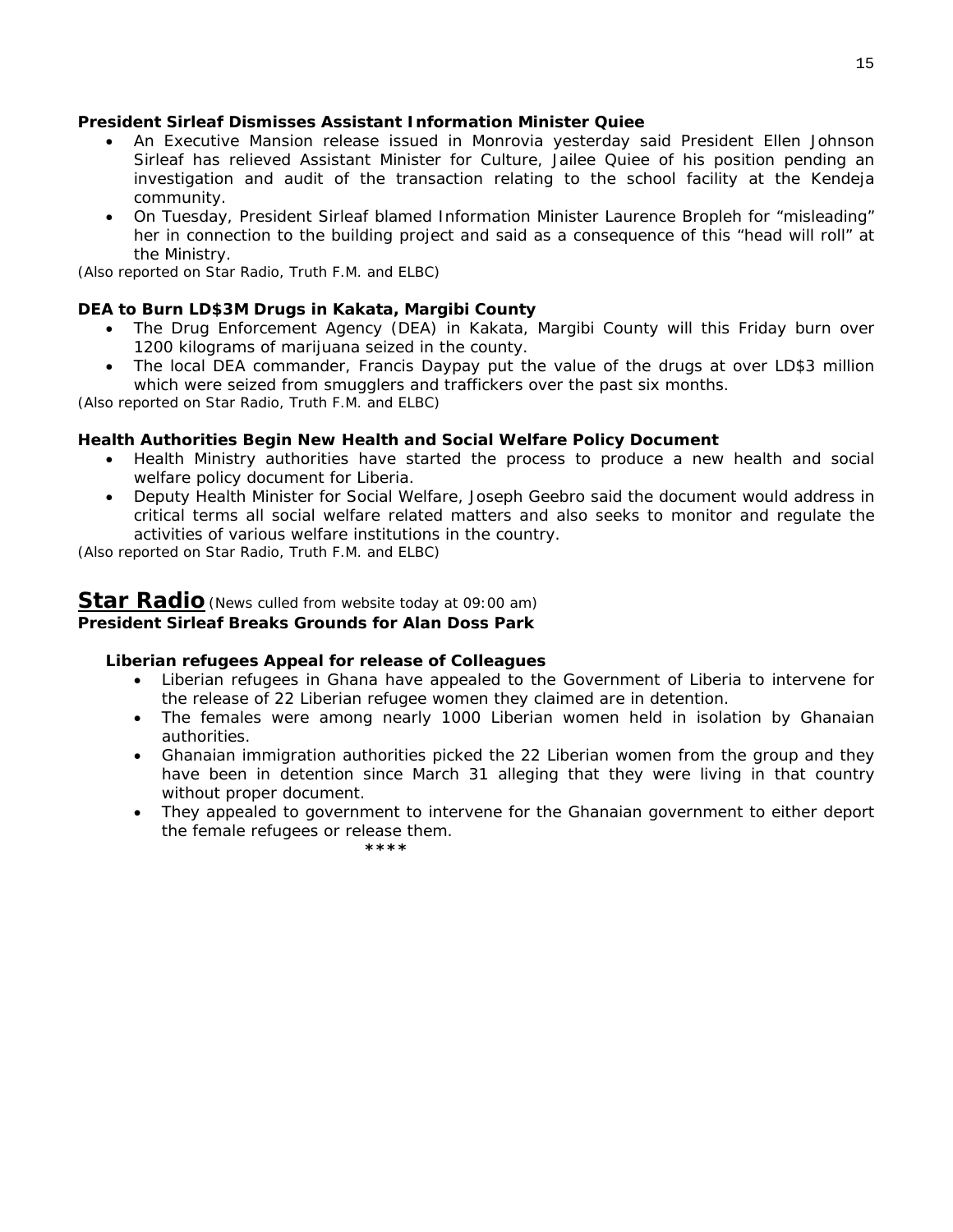**President Sirleaf Dismisses Assistant Information Minister Quiee**

- An Executive Mansion release issued in Monrovia yesterday said President Ellen Johnson Sirleaf has relieved Assistant Minister for Culture, Jailee Quiee of his position pending an investigation and audit of the transaction relating to the school facility at the Kendeja community.
- On Tuesday, President Sirleaf blamed Information Minister Laurence Bropleh for "misleading" her in connection to the building project and said as a consequence of this "head will roll" at the Ministry.

*(Also reported on Star Radio, Truth F.M. and ELBC)*

**DEA to Burn LD$3M Drugs in Kakata, Margibi County**

- The Drug Enforcement Agency (DEA) in Kakata, Margibi County will this Friday burn over 1200 kilograms of marijuana seized in the county.
- The local DEA commander, Francis Daypay put the value of the drugs at over LD$3 million which were seized from smugglers and traffickers over the past six months.

*(Also reported on Star Radio, Truth F.M. and ELBC)*

**Health Authorities Begin New Health and Social Welfare Policy Document**

- Health Ministry authorities have started the process to produce a new health and social welfare policy document for Liberia.
- Deputy Health Minister for Social Welfare, Joseph Geebro said the document would address in critical terms all social welfare related matters and also seeks to monitor and regulate the activities of various welfare institutions in the country.

*(Also reported on Star Radio, Truth F.M. and ELBC)*

## Star Radio *(News culled from website today at 09:00 am)*

**President Sirleaf Breaks Grounds for Alan Doss Park**

**Liberian refugees Appeal for release of Colleagues**

- Liberian refugees in Ghana have appealed to the Government of Liberia to intervene for the release of 22 Liberian refugee women they claimed are in detention.
- The females were among nearly 1000 Liberian women held in isolation by Ghanaian authorities.
- Ghanaian immigration authorities picked the 22 Liberian women from the group and they have been in detention since March 31 alleging that they were living in that country without proper document.
- They appealed to government to intervene for the Ghanaian government to either deport the female refugees or release them.

****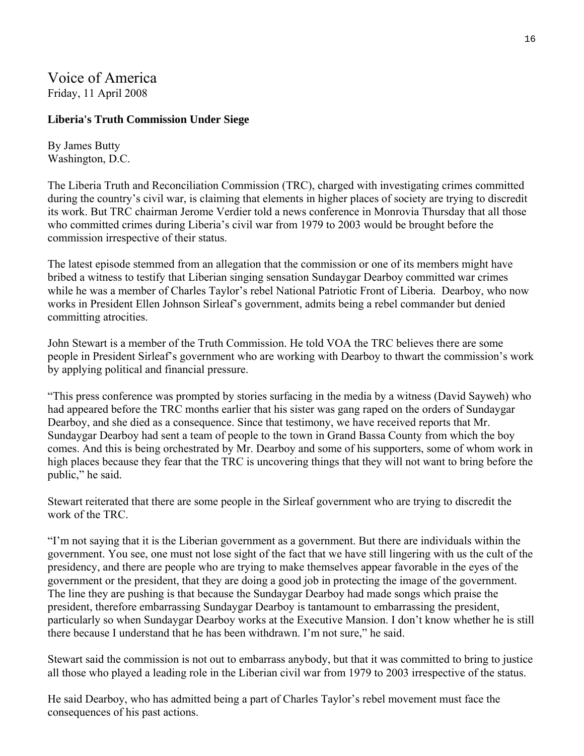Voice of America
Friday, 11 April 2008

**Liberia's Truth Commission Under Siege**

By James Butty
Washington, D.C.

The Liberia Truth and Reconciliation Commission (TRC), charged with investigating crimes committed during the country's civil war, is claiming that elements in higher places of society are trying to discredit its work. But TRC chairman Jerome Verdier told a news conference in Monrovia Thursday that all those who committed crimes during Liberia's civil war from 1979 to 2003 would be brought before the commission irrespective of their status.

The latest episode stemmed from an allegation that the commission or one of its members might have bribed a witness to testify that Liberian singing sensation Sundaygar Dearboy committed war crimes while he was a member of Charles Taylor's rebel National Patriotic Front of Liberia. Dearboy, who now works in President Ellen Johnson Sirleaf's government, admits being a rebel commander but denied committing atrocities.

John Stewart is a member of the Truth Commission. He told VOA the TRC believes there are some people in President Sirleaf's government who are working with Dearboy to thwart the commission's work by applying political and financial pressure.

"This press conference was prompted by stories surfacing in the media by a witness (David Sayweh) who had appeared before the TRC months earlier that his sister was gang raped on the orders of Sundaygar Dearboy, and she died as a consequence. Since that testimony, we have received reports that Mr. Sundaygar Dearboy had sent a team of people to the town in Grand Bassa County from which the boy comes. And this is being orchestrated by Mr. Dearboy and some of his supporters, some of whom work in high places because they fear that the TRC is uncovering things that they will not want to bring before the public," he said.

Stewart reiterated that there are some people in the Sirleaf government who are trying to discredit the work of the TRC.

"I'm not saying that it is the Liberian government as a government. But there are individuals within the government. You see, one must not lose sight of the fact that we have still lingering with us the cult of the presidency, and there are people who are trying to make themselves appear favorable in the eyes of the government or the president, that they are doing a good job in protecting the image of the government. The line they are pushing is that because the Sundaygar Dearboy had made songs which praise the president, therefore embarrassing Sundaygar Dearboy is tantamount to embarrassing the president, particularly so when Sundaygar Dearboy works at the Executive Mansion. I don't know whether he is still there because I understand that he has been withdrawn. I'm not sure," he said.

Stewart said the commission is not out to embarrass anybody, but that it was committed to bring to justice all those who played a leading role in the Liberian civil war from 1979 to 2003 irrespective of the status.

He said Dearboy, who has admitted being a part of Charles Taylor's rebel movement must face the consequences of his past actions.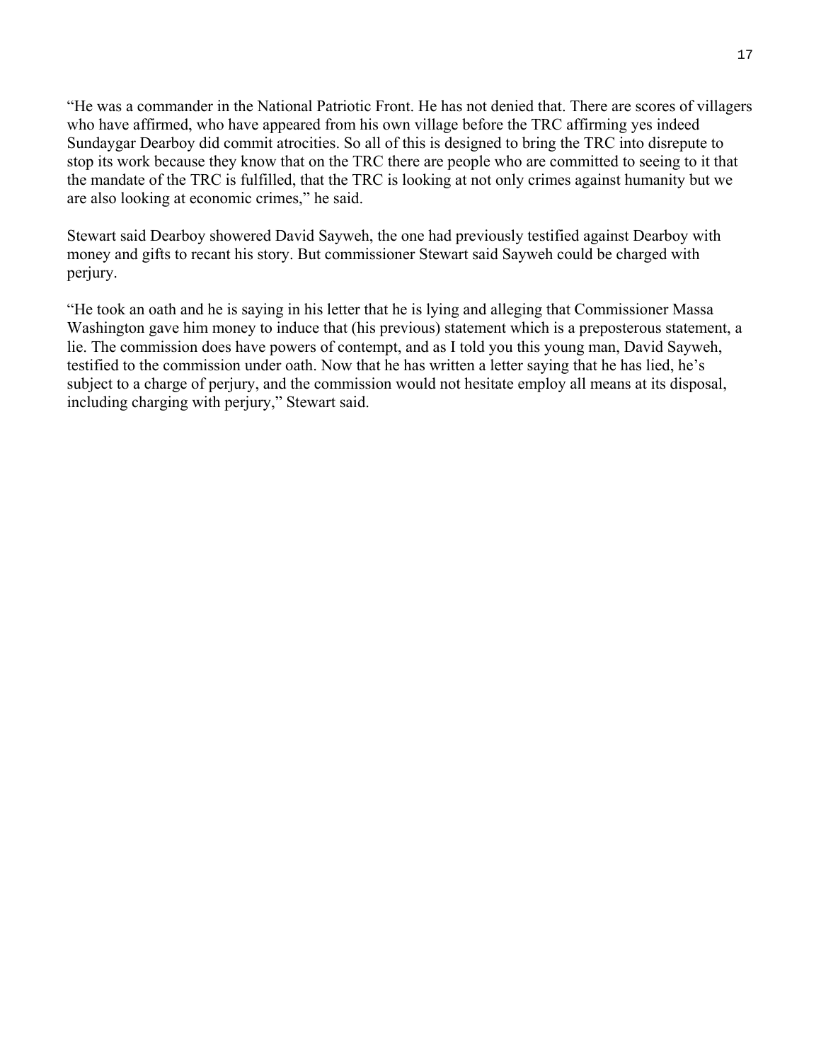"He was a commander in the National Patriotic Front. He has not denied that. There are scores of villagers who have affirmed, who have appeared from his own village before the TRC affirming yes indeed Sundaygar Dearboy did commit atrocities. So all of this is designed to bring the TRC into disrepute to stop its work because they know that on the TRC there are people who are committed to seeing to it that the mandate of the TRC is fulfilled, that the TRC is looking at not only crimes against humanity but we are also looking at economic crimes," he said.

Stewart said Dearboy showered David Sayweh, the one had previously testified against Dearboy with money and gifts to recant his story. But commissioner Stewart said Sayweh could be charged with perjury.

"He took an oath and he is saying in his letter that he is lying and alleging that Commissioner Massa Washington gave him money to induce that (his previous) statement which is a preposterous statement, a lie. The commission does have powers of contempt, and as I told you this young man, David Sayweh, testified to the commission under oath. Now that he has written a letter saying that he has lied, he's subject to a charge of perjury, and the commission would not hesitate employ all means at its disposal, including charging with perjury," Stewart said.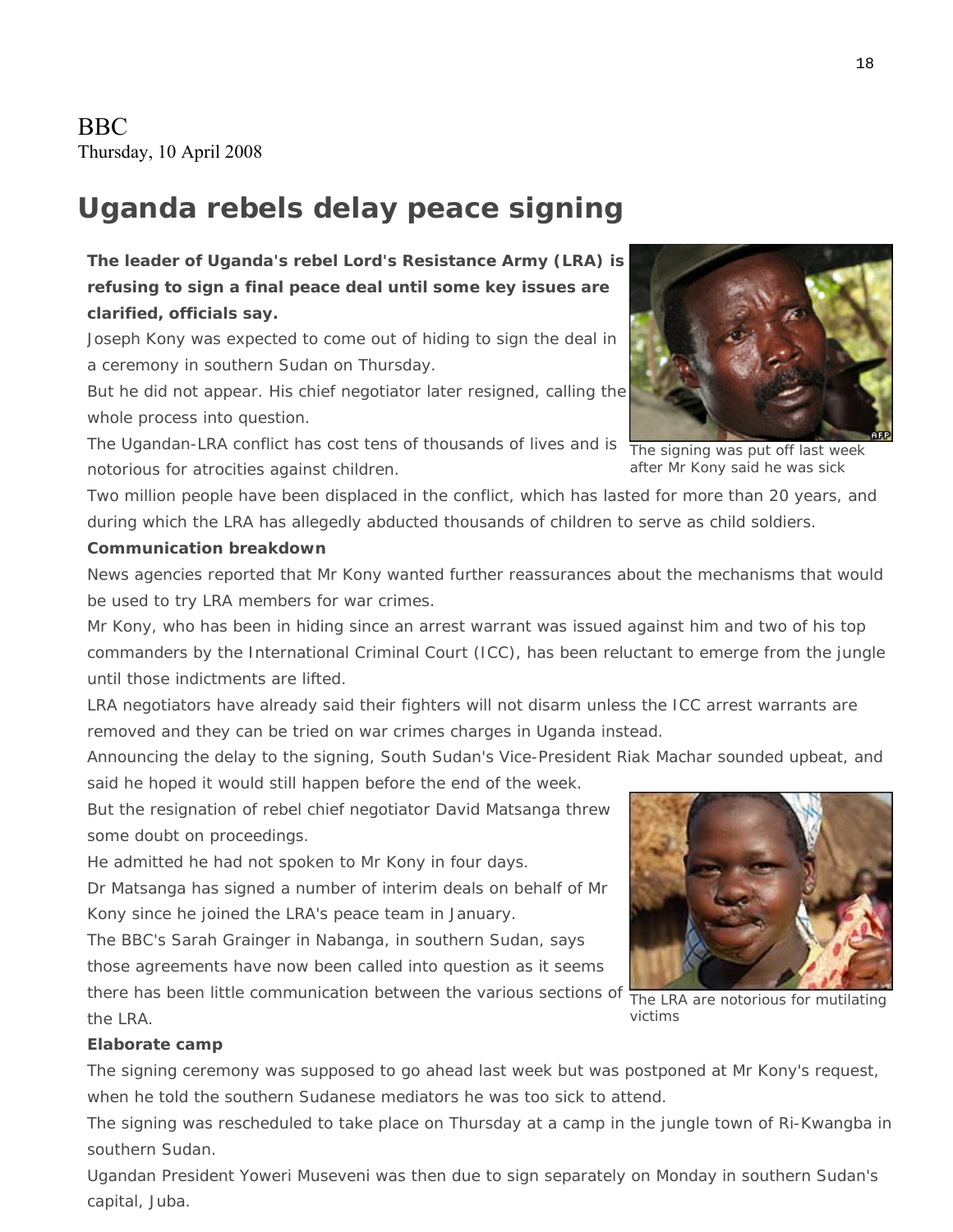BBC
Thursday, 10 April 2008

# Uganda rebels delay peace signing

**The leader of Uganda's rebel Lord's Resistance Army (LRA) is refusing to sign a final peace deal until some key issues are clarified, officials say.**

Joseph Kony was expected to come out of hiding to sign the deal in a ceremony in southern Sudan on Thursday.

But he did not appear. His chief negotiator later resigned, calling the whole process into question.

The Ugandan-LRA conflict has cost tens of thousands of lives and is notorious for atrocities against children.

The signing was put off last week after Mr Kony said he was sick

Two million people have been displaced in the conflict, which has lasted for more than 20 years, and during which the LRA has allegedly abducted thousands of children to serve as child soldiers.

**Communication breakdown**

News agencies reported that Mr Kony wanted further reassurances about the mechanisms that would be used to try LRA members for war crimes.

Mr Kony, who has been in hiding since an arrest warrant was issued against him and two of his top commanders by the International Criminal Court (ICC), has been reluctant to emerge from the jungle until those indictments are lifted.

LRA negotiators have already said their fighters will not disarm unless the ICC arrest warrants are removed and they can be tried on war crimes charges in Uganda instead.

Announcing the delay to the signing, South Sudan's Vice-President Riak Machar sounded upbeat, and said he hoped it would still happen before the end of the week.

But the resignation of rebel chief negotiator David Matsanga threw some doubt on proceedings.

He admitted he had not spoken to Mr Kony in four days.

Dr Matsanga has signed a number of interim deals on behalf of Mr Kony since he joined the LRA's peace team in January.

The BBC's Sarah Grainger in Nabanga, in southern Sudan, says those agreements have now been called into question as it seems there has been little communication between the various sections of the LRA.

The LRA are notorious for mutilating victims

**Elaborate camp**

The signing ceremony was supposed to go ahead last week but was postponed at Mr Kony's request, when he told the southern Sudanese mediators he was too sick to attend.

The signing was rescheduled to take place on Thursday at a camp in the jungle town of Ri-Kwangba in southern Sudan.

Ugandan President Yoweri Museveni was then due to sign separately on Monday in southern Sudan's capital, Juba.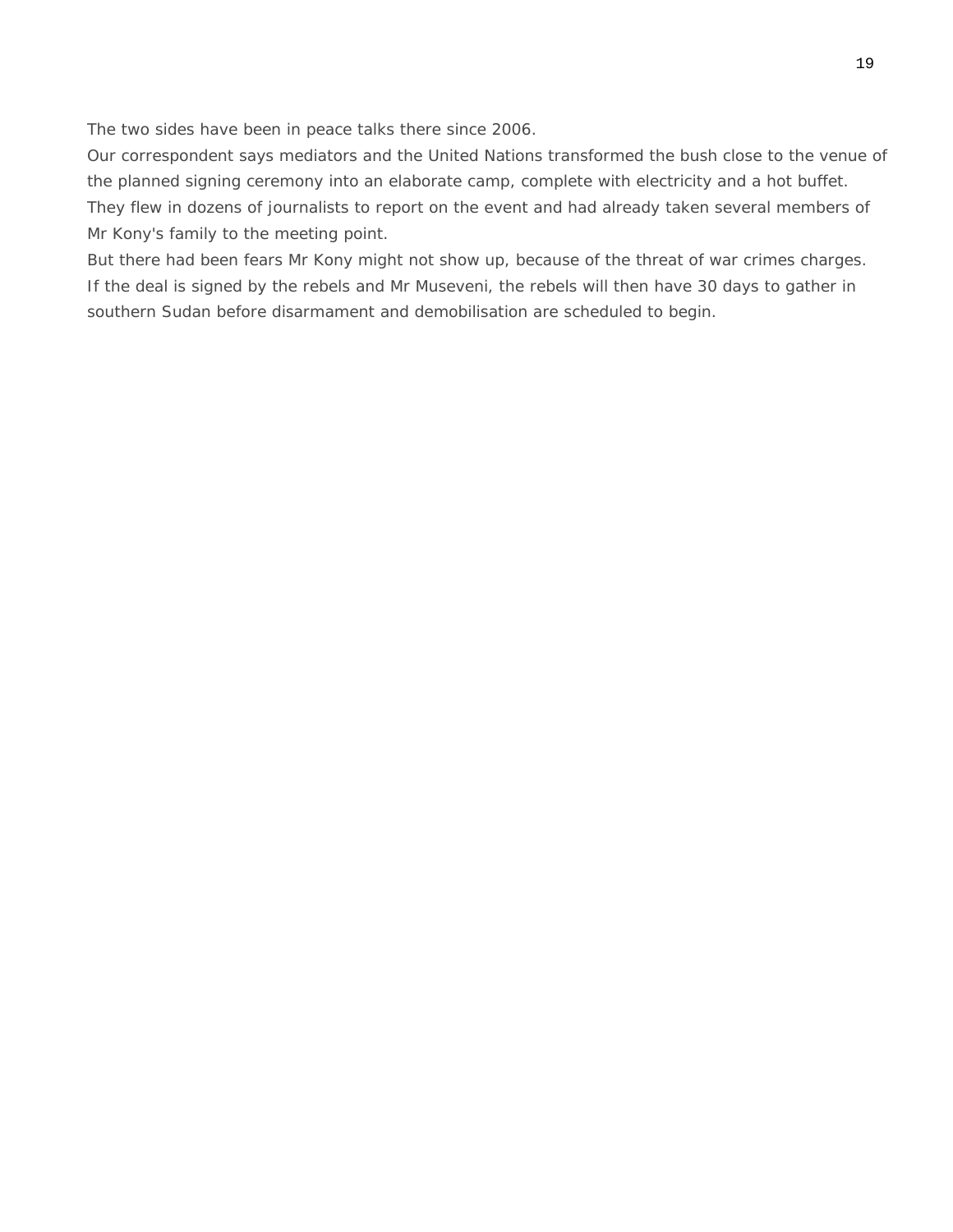The two sides have been in peace talks there since 2006.

Our correspondent says mediators and the United Nations transformed the bush close to the venue of the planned signing ceremony into an elaborate camp, complete with electricity and a hot buffet.

They flew in dozens of journalists to report on the event and had already taken several members of Mr Kony's family to the meeting point.

But there had been fears Mr Kony might not show up, because of the threat of war crimes charges.

If the deal is signed by the rebels and Mr Museveni, the rebels will then have 30 days to gather in southern Sudan before disarmament and demobilisation are scheduled to begin.